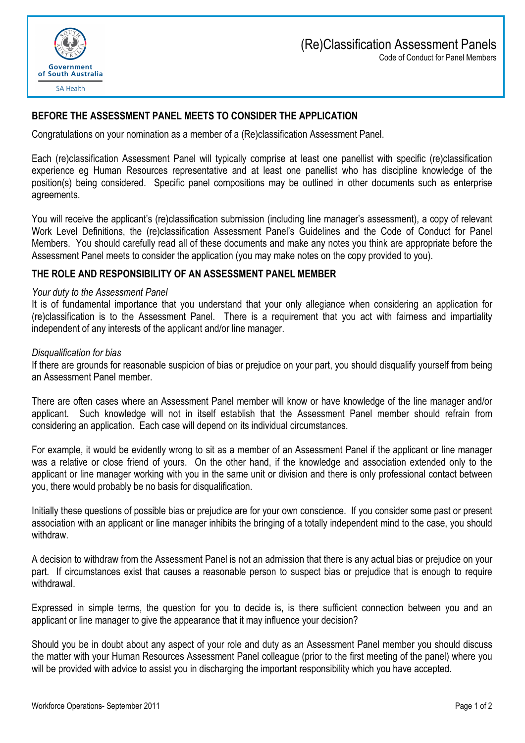# (Re)Classification Assessment Panels

Code of Conduct for Panel Members

## BEFORE THE ASSESSMENT PANEL MEETS TO CONSIDER THE APPLICATION

Congratulations on your nomination as a member of a (Re)classification Assessment Panel.

Each (re)classification Assessment Panel will typically comprise at least one panellist with specific (re)classification experience eg Human Resources representative and at least one panellist who has discipline knowledge of the position(s) being considered. Specific panel compositions may be outlined in other documents such as enterprise agreements.

You will receive the applicant's (re)classification submission (including line manager's assessment), a copy of relevant Work Level Definitions, the (re)classification Assessment Panel's Guidelines and the Code of Conduct for Panel Members. You should carefully read all of these documents and make any notes you think are appropriate before the Assessment Panel meets to consider the application (you may make notes on the copy provided to you).

## THE ROLE AND RESPONSIBILITY OF AN ASSESSMENT PANEL MEMBER

*Your duty to the Assessment Panel*

It is of fundamental importance that you understand that your only allegiance when considering an application for (re)classification is to the Assessment Panel. There is a requirement that you act with fairness and impartiality independent of any interests of the applicant and/or line manager.

*Disqualification for bias*

If there are grounds for reasonable suspicion of bias or prejudice on your part, you should disqualify yourself from being an Assessment Panel member.

There are often cases where an Assessment Panel member will know or have knowledge of the line manager and/or applicant. Such knowledge will not in itself establish that the Assessment Panel member should refrain from considering an application. Each case will depend on its individual circumstances.

For example, it would be evidently wrong to sit as a member of an Assessment Panel if the applicant or line manager was a relative or close friend of yours. On the other hand, if the knowledge and association extended only to the applicant or line manager working with you in the same unit or division and there is only professional contact between you, there would probably be no basis for disqualification.

Initially these questions of possible bias or prejudice are for your own conscience. If you consider some past or present association with an applicant or line manager inhibits the bringing of a totally independent mind to the case, you should withdraw.

A decision to withdraw from the Assessment Panel is not an admission that there is any actual bias or prejudice on your part. If circumstances exist that causes a reasonable person to suspect bias or prejudice that is enough to require withdrawal.

Expressed in simple terms, the question for you to decide is, is there sufficient connection between you and an applicant or line manager to give the appearance that it may influence your decision?

Should you be in doubt about any aspect of your role and duty as an Assessment Panel member you should discuss the matter with your Human Resources Assessment Panel colleague (prior to the first meeting of the panel) where you will be provided with advice to assist you in discharging the important responsibility which you have accepted.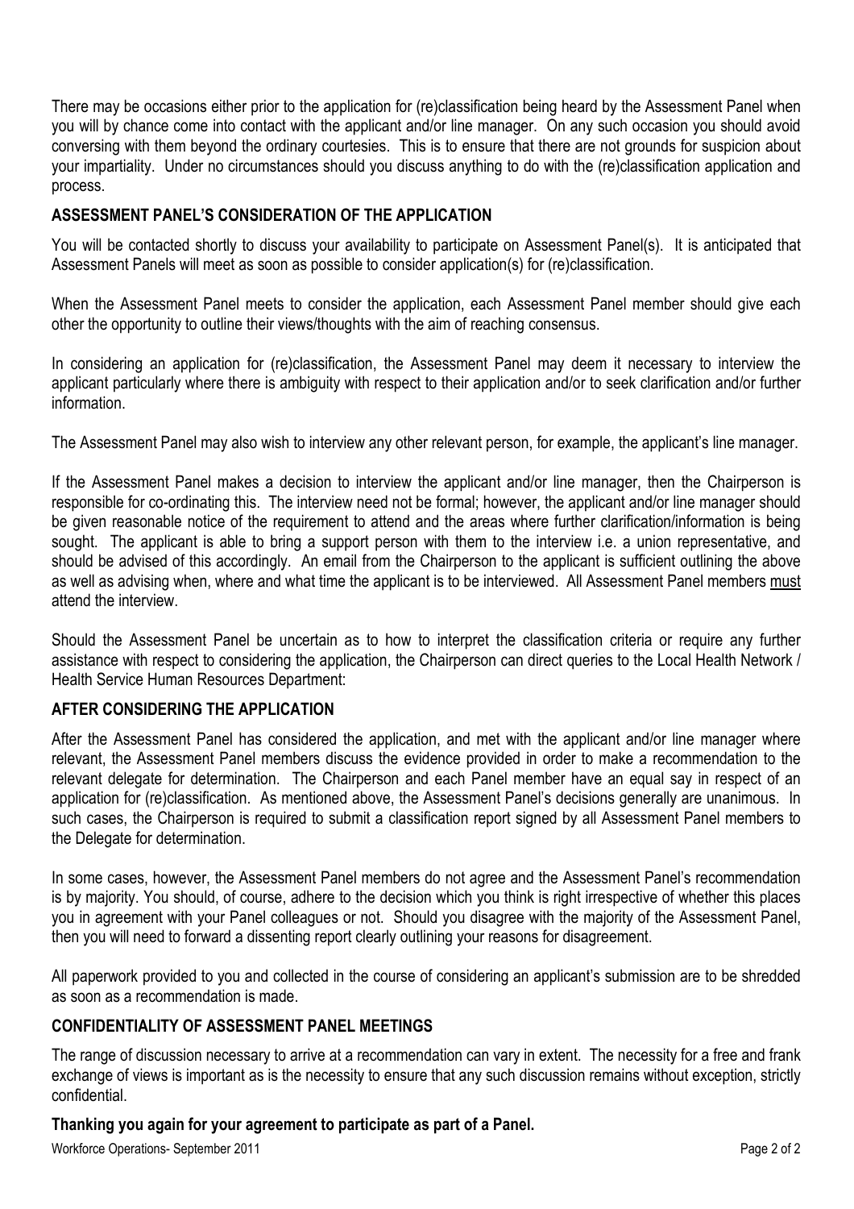There may be occasions either prior to the application for (re)classification being heard by the Assessment Panel when you will by chance come into contact with the applicant and/or line manager. On any such occasion you should avoid conversing with them beyond the ordinary courtesies. This is to ensure that there are not grounds for suspicion about your impartiality. Under no circumstances should you discuss anything to do with the (re)classification application and process.

## ASSESSMENT PANEL'S CONSIDERATION OF THE APPLICATION

You will be contacted shortly to discuss your availability to participate on Assessment Panel(s). It is anticipated that Assessment Panels will meet as soon as possible to consider application(s) for (re)classification.

When the Assessment Panel meets to consider the application, each Assessment Panel member should give each other the opportunity to outline their views/thoughts with the aim of reaching consensus.

In considering an application for (re)classification, the Assessment Panel may deem it necessary to interview the applicant particularly where there is ambiguity with respect to their application and/or to seek clarification and/or further information.

The Assessment Panel may also wish to interview any other relevant person, for example, the applicant's line manager.

If the Assessment Panel makes a decision to interview the applicant and/or line manager, then the Chairperson is responsible for co-ordinating this. The interview need not be formal; however, the applicant and/or line manager should be given reasonable notice of the requirement to attend and the areas where further clarification/information is being sought. The applicant is able to bring a support person with them to the interview i.e. a union representative, and should be advised of this accordingly. An email from the Chairperson to the applicant is sufficient outlining the above as well as advising when, where and what time the applicant is to be interviewed. All Assessment Panel members <u>must</u> attend the interview.

Should the Assessment Panel be uncertain as to how to interpret the classification criteria or require any further assistance with respect to considering the application, the Chairperson can direct queries to the Local Health Network / Health Service Human Resources Department:

## AFTER CONSIDERING THE APPLICATION

After the Assessment Panel has considered the application, and met with the applicant and/or line manager where relevant, the Assessment Panel members discuss the evidence provided in order to make a recommendation to the relevant delegate for determination. The Chairperson and each Panel member have an equal say in respect of an application for (re)classification. As mentioned above, the Assessment Panel's decisions generally are unanimous. In such cases, the Chairperson is required to submit a classification report signed by all Assessment Panel members to the Delegate for determination.

In some cases, however, the Assessment Panel members do not agree and the Assessment Panel's recommendation is by majority. You should, of course, adhere to the decision which you think is right irrespective of whether this places you in agreement with your Panel colleagues or not. Should you disagree with the majority of the Assessment Panel, then you will need to forward a dissenting report clearly outlining your reasons for disagreement.

All paperwork provided to you and collected in the course of considering an applicant's submission are to be shredded as soon as a recommendation is made.

## CONFIDENTIALITY OF ASSESSMENT PANEL MEETINGS

The range of discussion necessary to arrive at a recommendation can vary in extent. The necessity for a free and frank exchange of views is important as is the necessity to ensure that any such discussion remains without exception, strictly confidential.

**Thanking you again for your agreement to participate as part of a Panel.**

Workforce Operations- September 2011